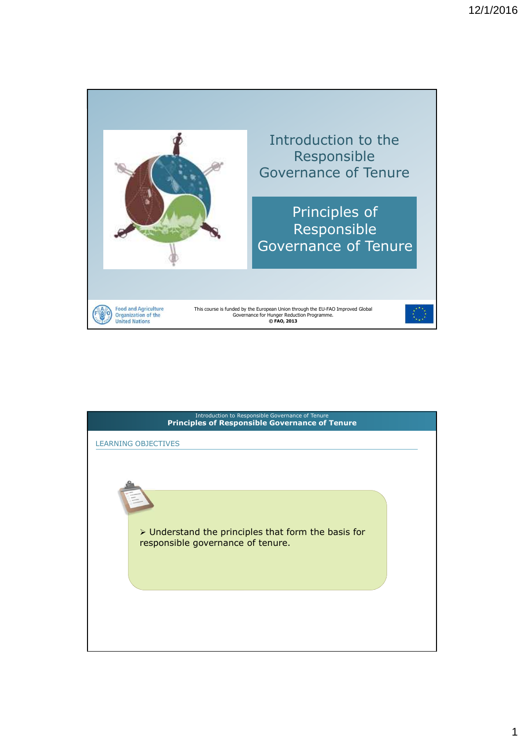# Introduction to the Responsible Governance of Tenure

## Principles of Responsible Governance of Tenure

Food and Agriculture Organization of the United Nations

This course is funded by the European Union through the EU-FAO Improved Global Governance for Hunger Reduction Programme.
**© FAO, 2013**

---

Introduction to Responsible Governance of Tenure
**Principles of Responsible Governance of Tenure**

### LEARNING OBJECTIVES

- Understand the principles that form the basis for responsible governance of tenure.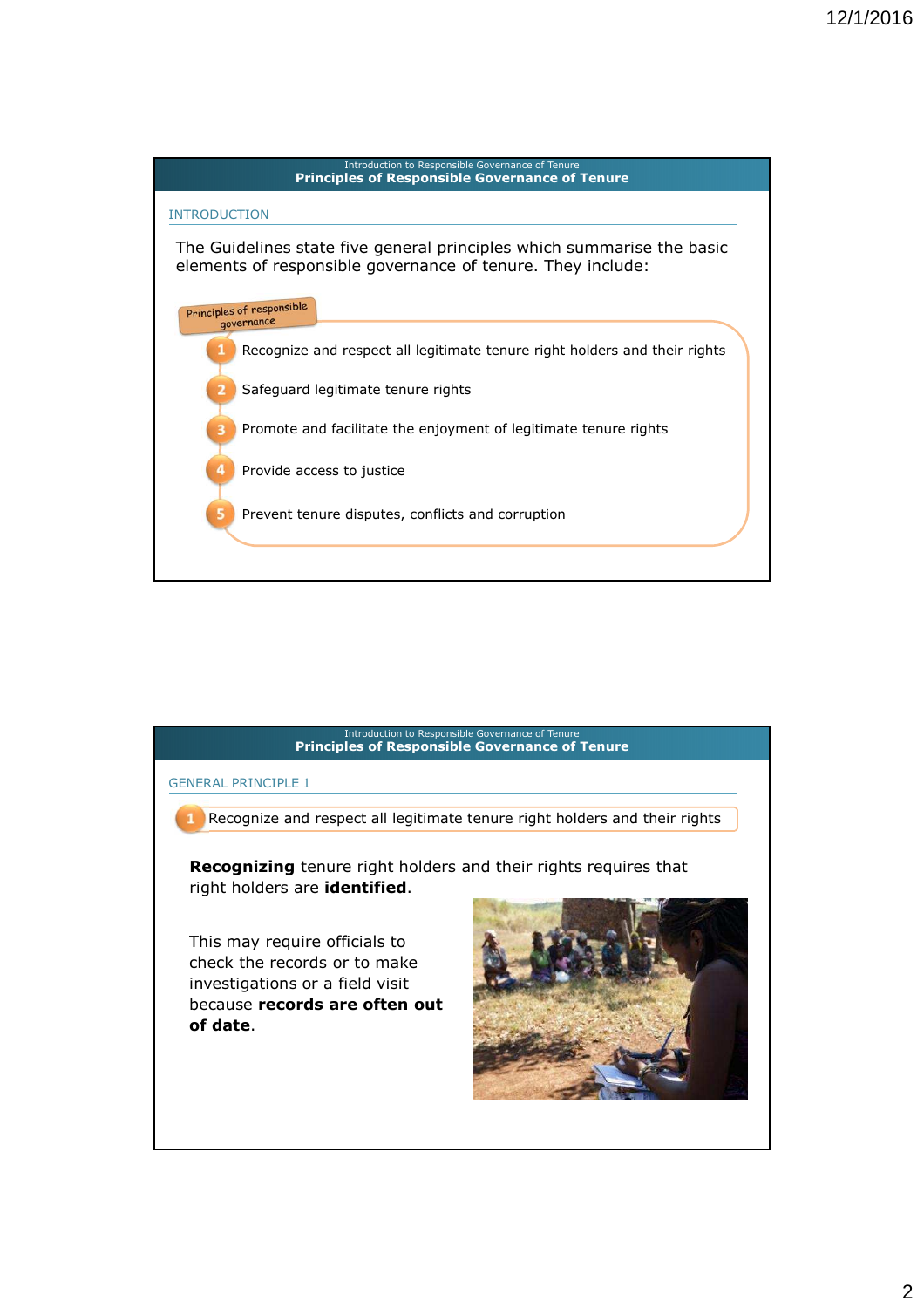## Principles of Responsible Governance of Tenure

### INTRODUCTION

The Guidelines state five general principles which summarise the basic elements of responsible governance of tenure. They include:

**Principles of responsible governance**

1. Recognize and respect all legitimate tenure right holders and their rights
2. Safeguard legitimate tenure rights
3. Promote and facilitate the enjoyment of legitimate tenure rights
4. Provide access to justice
5. Prevent tenure disputes, conflicts and corruption

## Principles of Responsible Governance of Tenure

### GENERAL PRINCIPLE 1

1. Recognize and respect all legitimate tenure right holders and their rights

**Recognizing** tenure right holders and their rights requires that right holders are **identified**.

This may require officials to check the records or to make investigations or a field visit because **records are often out of date**.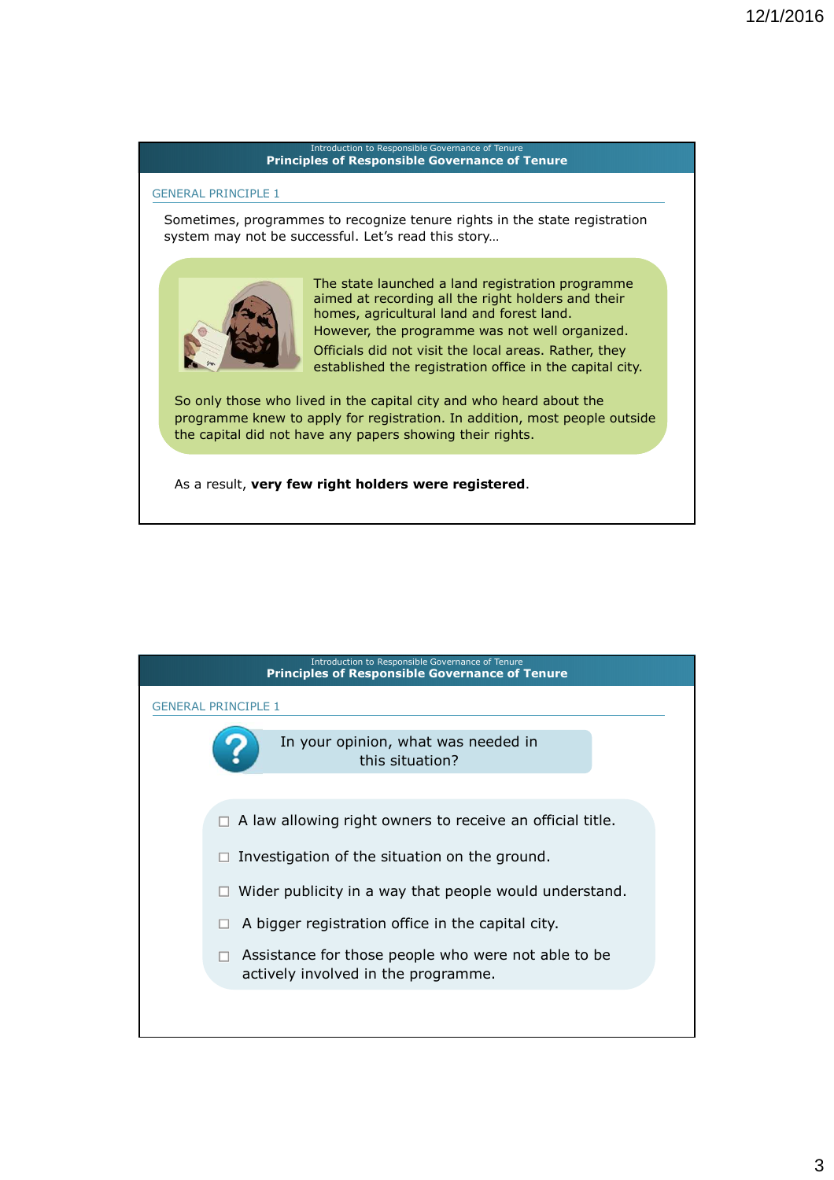Introduction to Responsible Governance of Tenure

## Principles of Responsible Governance of Tenure

### GENERAL PRINCIPLE 1

Sometimes, programmes to recognize tenure rights in the state registration system may not be successful. Let's read this story…

The state launched a land registration programme aimed at recording all the right holders and their homes, agricultural land and forest land. However, the programme was not well organized. Officials did not visit the local areas. Rather, they established the registration office in the capital city.

So only those who lived in the capital city and who heard about the programme knew to apply for registration. In addition, most people outside the capital did not have any papers showing their rights.

As a result, **very few right holders were registered**.

---

Introduction to Responsible Governance of Tenure

## Principles of Responsible Governance of Tenure

### GENERAL PRINCIPLE 1

In your opinion, what was needed in this situation?

- ☐ A law allowing right owners to receive an official title.
- ☐ Investigation of the situation on the ground.
- ☐ Wider publicity in a way that people would understand.
- ☐ A bigger registration office in the capital city.
- ☐ Assistance for those people who were not able to be actively involved in the programme.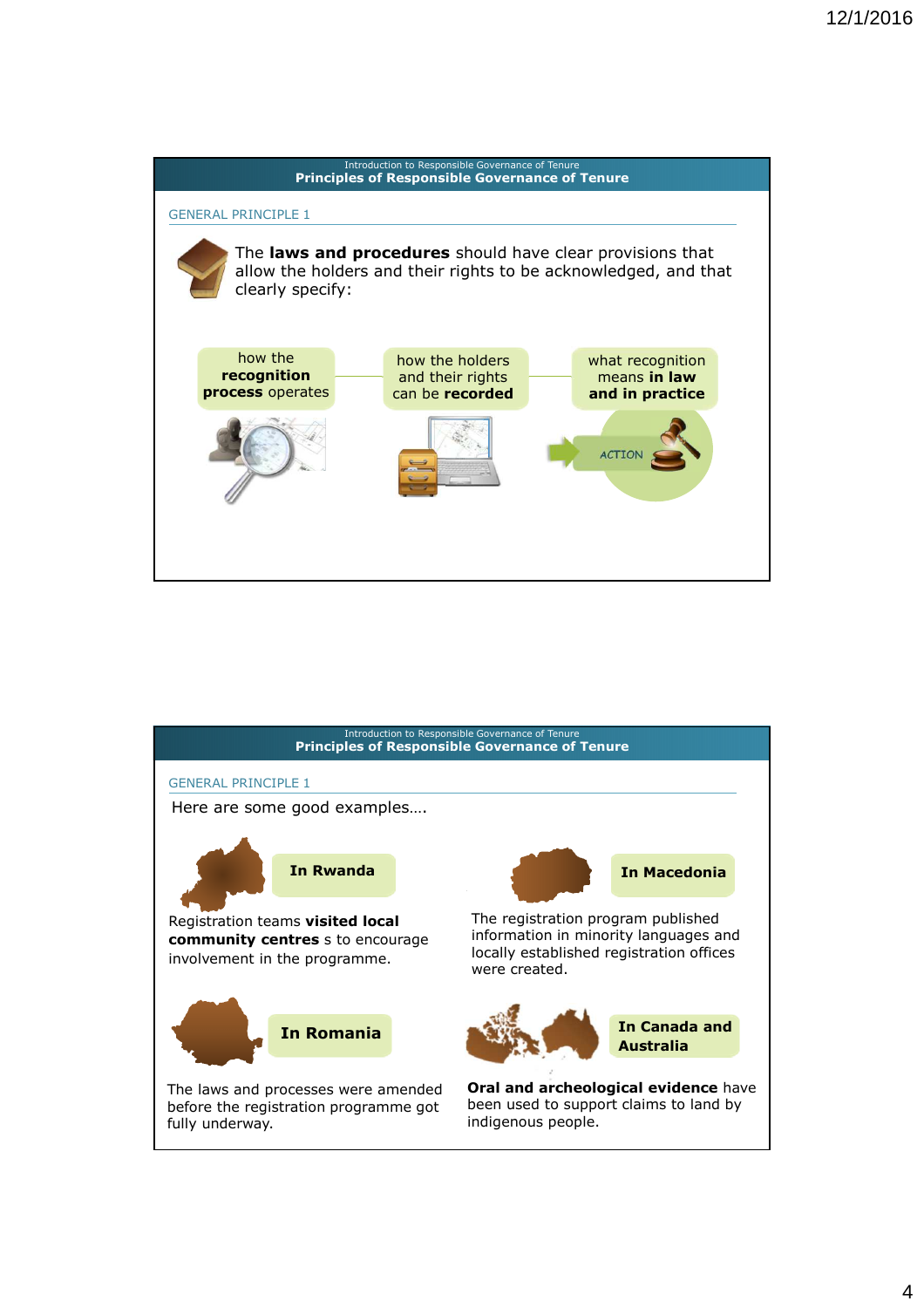Introduction to Responsible Governance of Tenure

## Principles of Responsible Governance of Tenure

GENERAL PRINCIPLE 1

The **laws and procedures** should have clear provisions that allow the holders and their rights to be acknowledged, and that clearly specify:

- how the **recognition process** operates
- how the holders and their rights can be **recorded**
- what recognition means **in law and in practice**

ACTION

Introduction to Responsible Governance of Tenure

## Principles of Responsible Governance of Tenure

GENERAL PRINCIPLE 1

Here are some good examples….

**In Rwanda**

Registration teams **visited local community centres** s to encourage involvement in the programme.

**In Macedonia**

The registration program published information in minority languages and locally established registration offices were created.

**In Romania**

The laws and processes were amended before the registration programme got fully underway.

**In Canada and Australia**

**Oral and archeological evidence** have been used to support claims to land by indigenous people.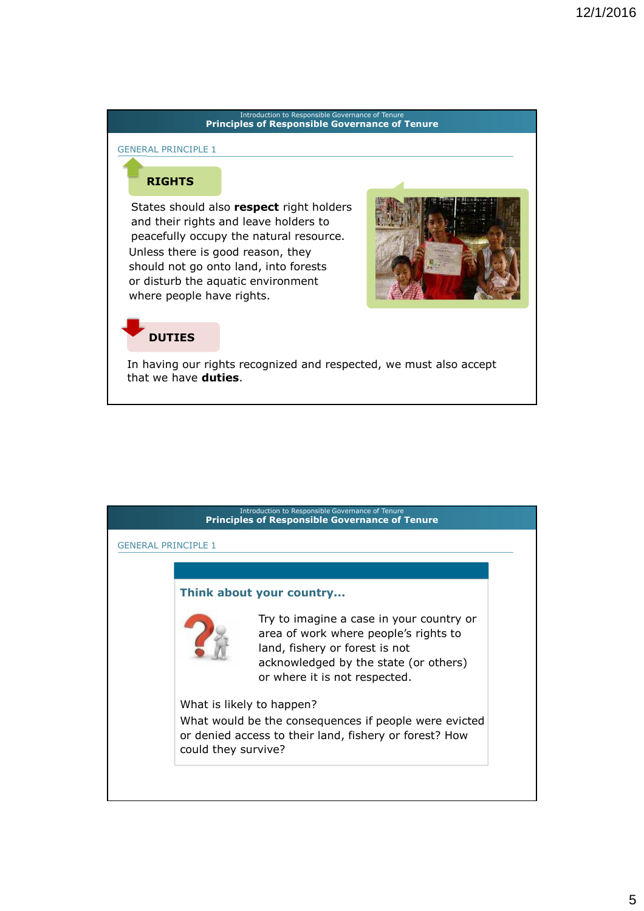Introduction to Responsible Governance of Tenure

## Principles of Responsible Governance of Tenure

GENERAL PRINCIPLE 1

### RIGHTS

States should also **respect** right holders and their rights and leave holders to peacefully occupy the natural resource. Unless there is good reason, they should not go onto land, into forests or disturb the aquatic environment where people have rights.

### DUTIES

In having our rights recognized and respected, we must also accept that we have **duties**.

Introduction to Responsible Governance of Tenure

## Principles of Responsible Governance of Tenure

GENERAL PRINCIPLE 1

### Think about your country…

Try to imagine a case in your country or area of work where people's rights to land, fishery or forest is not acknowledged by the state (or others) or where it is not respected.

What is likely to happen?

What would be the consequences if people were evicted or denied access to their land, fishery or forest? How could they survive?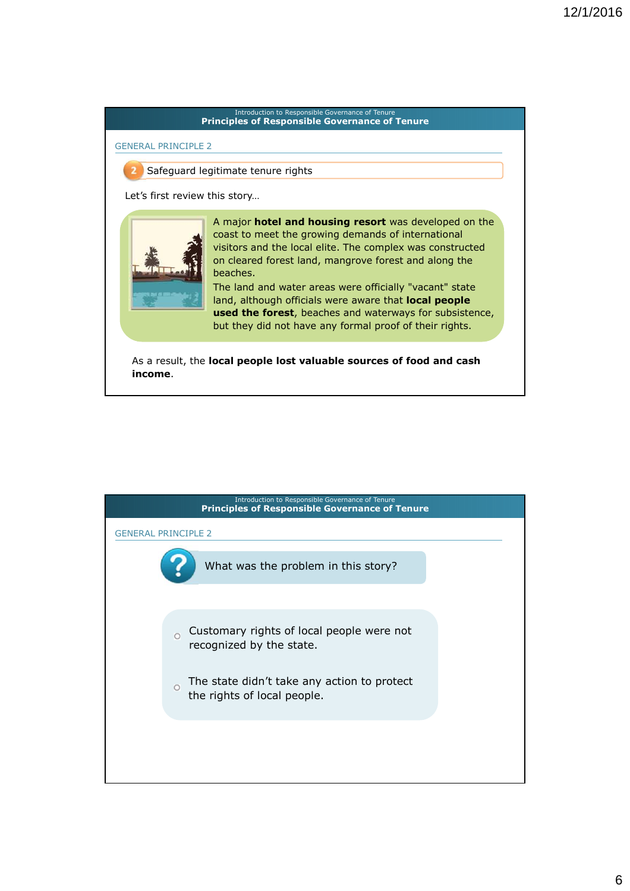Introduction to Responsible Governance of Tenure

## Principles of Responsible Governance of Tenure

GENERAL PRINCIPLE 2

**2** Safeguard legitimate tenure rights

Let's first review this story…

A major **hotel and housing resort** was developed on the coast to meet the growing demands of international visitors and the local elite. The complex was constructed on cleared forest land, mangrove forest and along the beaches.
The land and water areas were officially "vacant" state land, although officials were aware that **local people used the forest**, beaches and waterways for subsistence, but they did not have any formal proof of their rights.

As a result, the **local people lost valuable sources of food and cash income**.

Introduction to Responsible Governance of Tenure

## Principles of Responsible Governance of Tenure

GENERAL PRINCIPLE 2

What was the problem in this story?

- Customary rights of local people were not recognized by the state.
- The state didn't take any action to protect the rights of local people.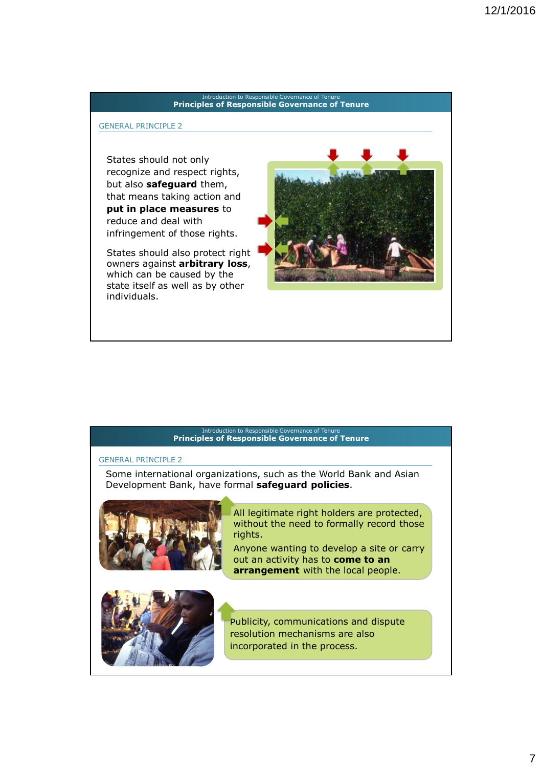Introduction to Responsible Governance of Tenure

## Principles of Responsible Governance of Tenure

### GENERAL PRINCIPLE 2

States should not only recognize and respect rights, but also **safeguard** them, that means taking action and **put in place measures** to reduce and deal with infringement of those rights.

States should also protect right owners against **arbitrary loss**, which can be caused by the state itself as well as by other individuals.

Introduction to Responsible Governance of Tenure

## Principles of Responsible Governance of Tenure

### GENERAL PRINCIPLE 2

Some international organizations, such as the World Bank and Asian Development Bank, have formal **safeguard policies**.

All legitimate right holders are protected, without the need to formally record those rights.

Anyone wanting to develop a site or carry out an activity has to **come to an arrangement** with the local people.

Publicity, communications and dispute resolution mechanisms are also incorporated in the process.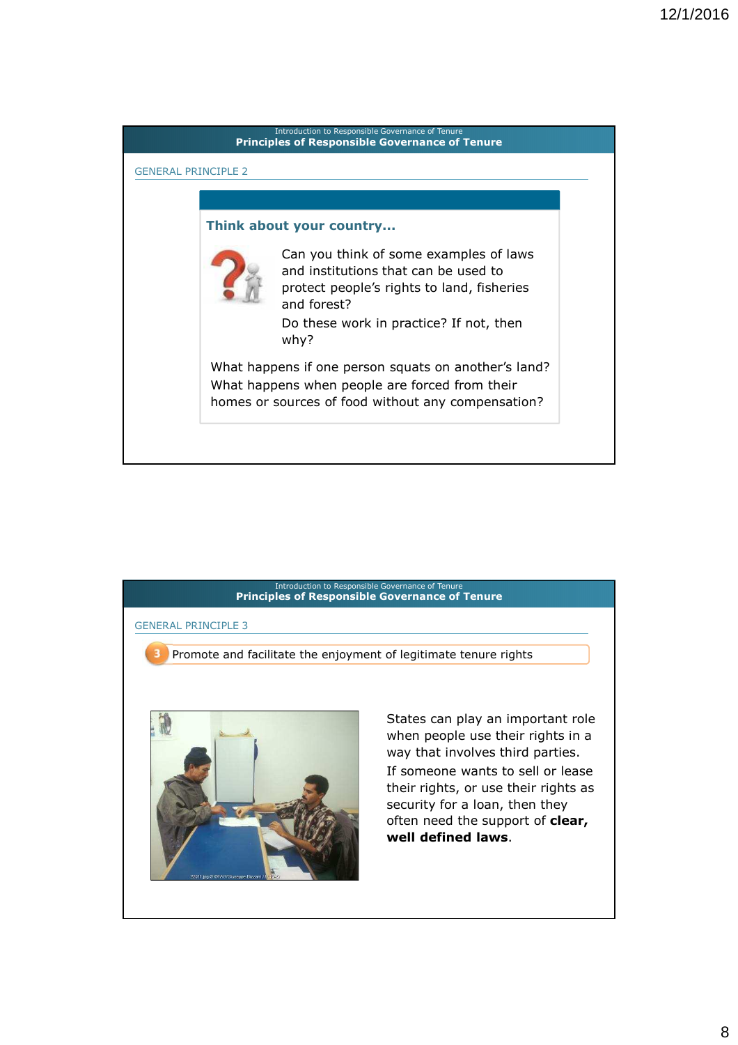Introduction to Responsible Governance of Tenure

## Principles of Responsible Governance of Tenure

### GENERAL PRINCIPLE 2

**Think about your country…**

Can you think of some examples of laws and institutions that can be used to protect people's rights to land, fisheries and forest?

Do these work in practice? If not, then why?

What happens if one person squats on another's land? What happens when people are forced from their homes or sources of food without any compensation?

Introduction to Responsible Governance of Tenure

## Principles of Responsible Governance of Tenure

### GENERAL PRINCIPLE 3

3 Promote and facilitate the enjoyment of legitimate tenure rights

States can play an important role when people use their rights in a way that involves third parties.

If someone wants to sell or lease their rights, or use their rights as security for a loan, then they often need the support of **clear, well defined laws**.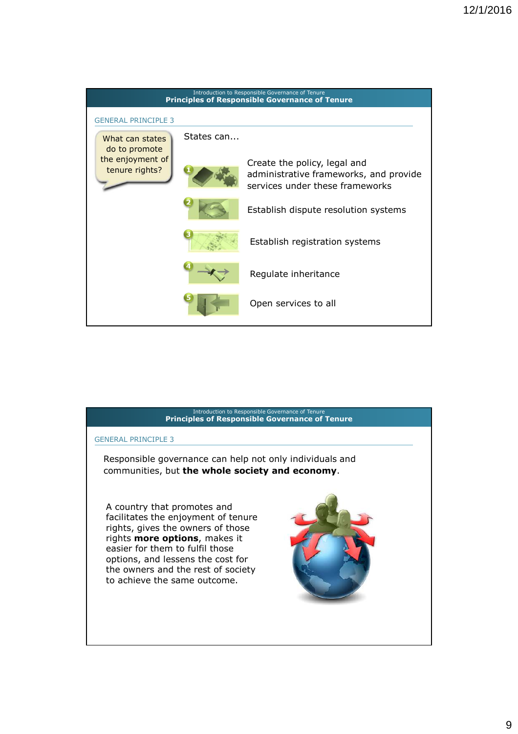Introduction to Responsible Governance of Tenure

## Principles of Responsible Governance of Tenure

### GENERAL PRINCIPLE 3

What can states do to promote the enjoyment of tenure rights?

States can…

1. Create the policy, legal and administrative frameworks, and provide services under these frameworks
2. Establish dispute resolution systems
3. Establish registration systems
4. Regulate inheritance
5. Open services to all

Introduction to Responsible Governance of Tenure

## Principles of Responsible Governance of Tenure

### GENERAL PRINCIPLE 3

Responsible governance can help not only individuals and communities, but **the whole society and economy**.

A country that promotes and facilitates the enjoyment of tenure rights, gives the owners of those rights **more options**, makes it easier for them to fulfil those options, and lessens the cost for the owners and the rest of society to achieve the same outcome.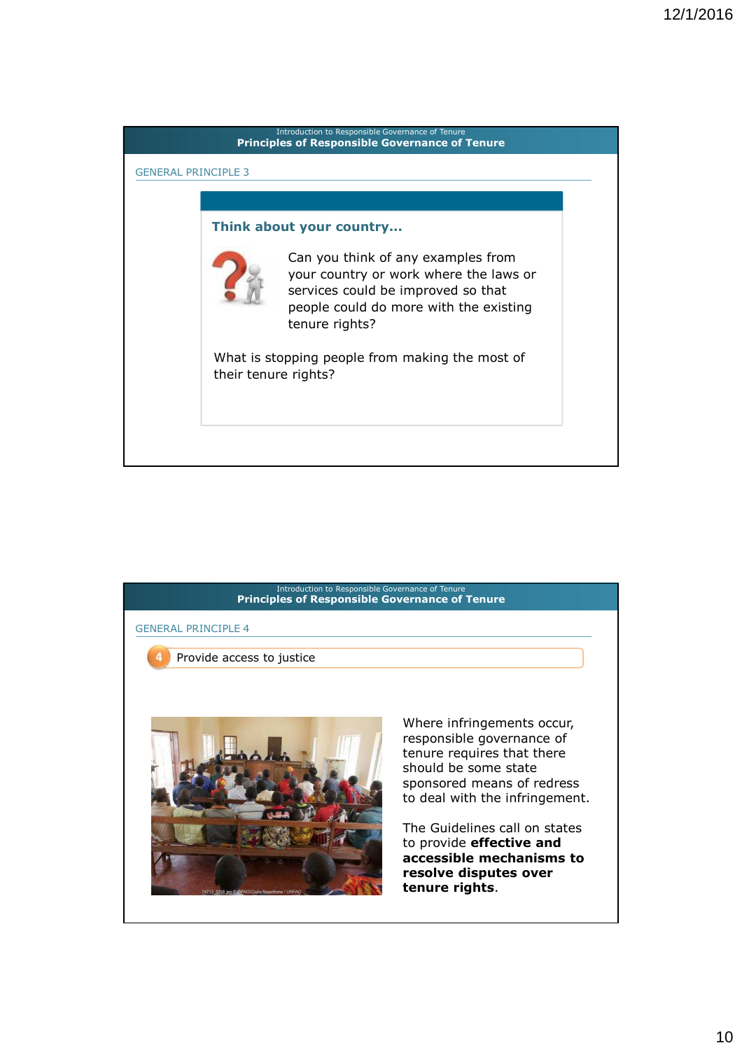Introduction to Responsible Governance of Tenure

## Principles of Responsible Governance of Tenure

GENERAL PRINCIPLE 3

**Think about your country…**

Can you think of any examples from your country or work where the laws or services could be improved so that people could do more with the existing tenure rights?

What is stopping people from making the most of their tenure rights?

Introduction to Responsible Governance of Tenure

## Principles of Responsible Governance of Tenure

GENERAL PRINCIPLE 4

4 Provide access to justice

Where infringements occur, responsible governance of tenure requires that there should be some state sponsored means of redress to deal with the infringement.

The Guidelines call on states to provide **effective and accessible mechanisms to resolve disputes over tenure rights**.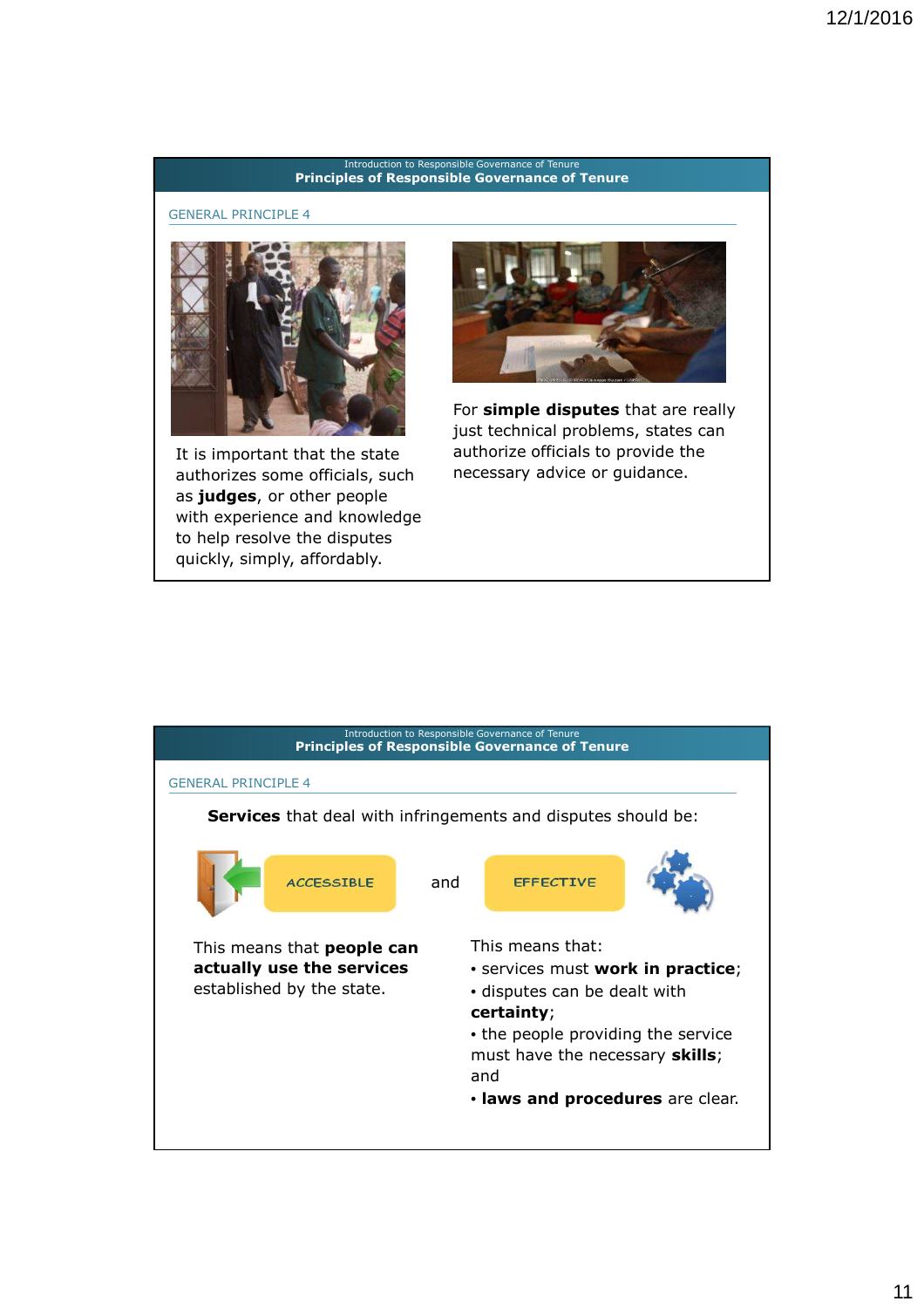Introduction to Responsible Governance of Tenure

## Principles of Responsible Governance of Tenure

### GENERAL PRINCIPLE 4

It is important that the state authorizes some officials, such as **judges**, or other people with experience and knowledge to help resolve the disputes quickly, simply, affordably.

For **simple disputes** that are really just technical problems, states can authorize officials to provide the necessary advice or guidance.

Introduction to Responsible Governance of Tenure

## Principles of Responsible Governance of Tenure

### GENERAL PRINCIPLE 4

**Services** that deal with infringements and disputes should be:

ACCESSIBLE and EFFECTIVE

This means that **people can actually use the services** established by the state.

This means that:

- services must **work in practice**;
- disputes can be dealt with **certainty**;
- the people providing the service must have the necessary **skills**; and
- **laws and procedures** are clear.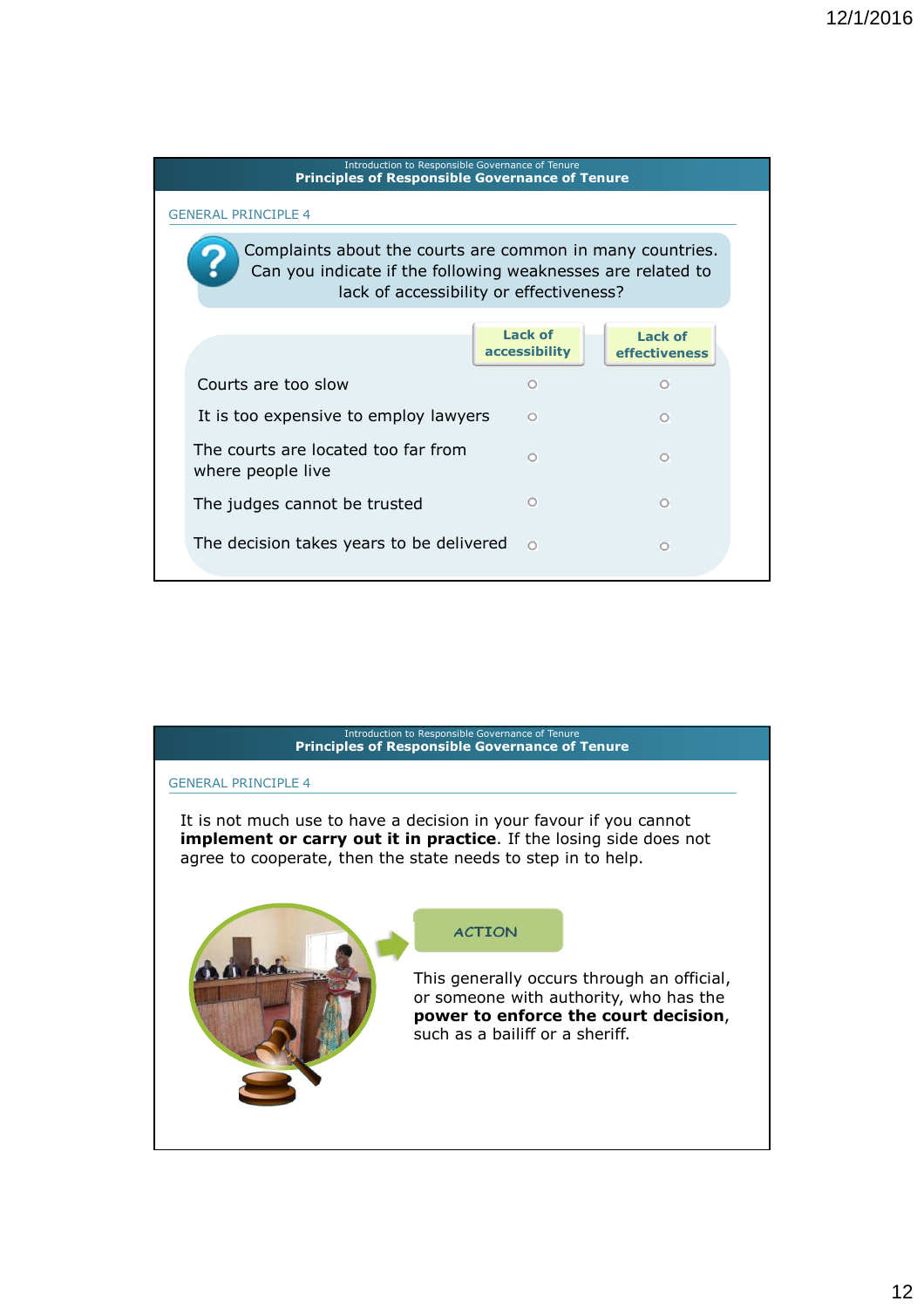Introduction to Responsible Governance of Tenure

## Principles of Responsible Governance of Tenure

GENERAL PRINCIPLE 4

Complaints about the courts are common in many countries. Can you indicate if the following weaknesses are related to lack of accessibility or effectiveness?

| | Lack of accessibility | Lack of effectiveness |
|---|---|---|
| Courts are too slow | ○ | ○ |
| It is too expensive to employ lawyers | ○ | ○ |
| The courts are located too far from where people live | ○ | ○ |
| The judges cannot be trusted | ○ | ○ |
| The decision takes years to be delivered | ○ | ○ |

Introduction to Responsible Governance of Tenure

## Principles of Responsible Governance of Tenure

GENERAL PRINCIPLE 4

It is not much use to have a decision in your favour if you cannot **implement or carry out it in practice**. If the losing side does not agree to cooperate, then the state needs to step in to help.

ACTION

This generally occurs through an official, or someone with authority, who has the **power to enforce the court decision**, such as a bailiff or a sheriff.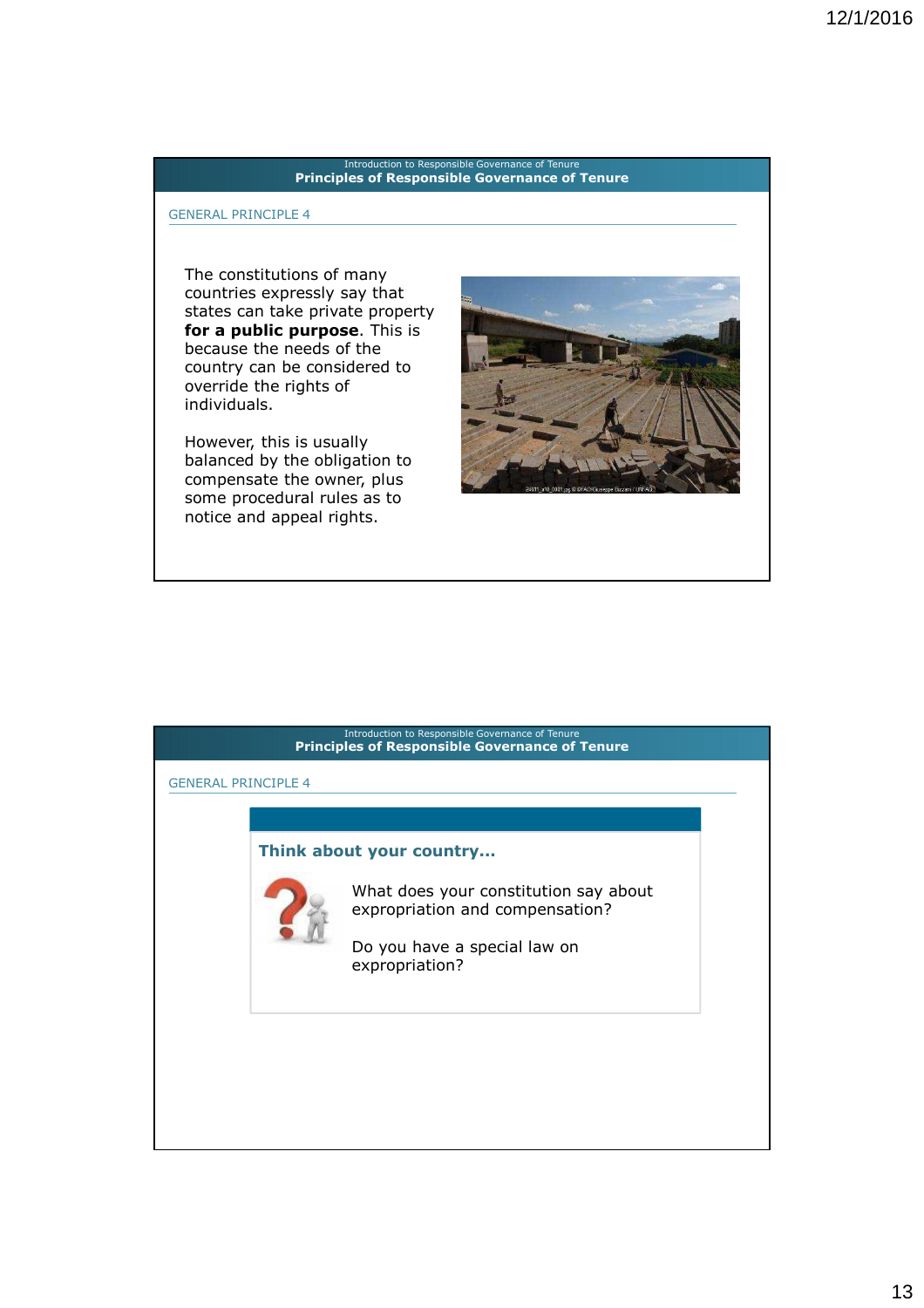## Introduction to Responsible Governance of Tenure
### Principles of Responsible Governance of Tenure

GENERAL PRINCIPLE 4

The constitutions of many countries expressly say that states can take private property **for a public purpose**. This is because the needs of the country can be considered to override the rights of individuals.

However, this is usually balanced by the obligation to compensate the owner, plus some procedural rules as to notice and appeal rights.

## Introduction to Responsible Governance of Tenure
### Principles of Responsible Governance of Tenure

GENERAL PRINCIPLE 4

**Think about your country…**

What does your constitution say about expropriation and compensation?

Do you have a special law on expropriation?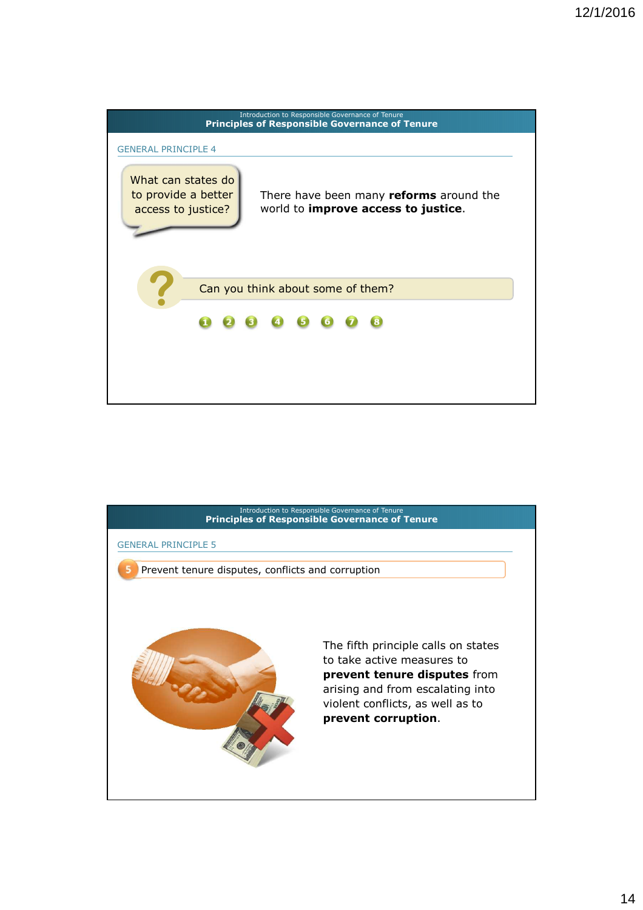Introduction to Responsible Governance of Tenure

## Principles of Responsible Governance of Tenure

GENERAL PRINCIPLE 4

What can states do to provide a better access to justice?

There have been many **reforms** around the world to **improve access to justice**.

Can you think about some of them?

1 2 3 4 5 6 7 8

Introduction to Responsible Governance of Tenure

## Principles of Responsible Governance of Tenure

GENERAL PRINCIPLE 5

5 Prevent tenure disputes, conflicts and corruption

The fifth principle calls on states to take active measures to **prevent tenure disputes** from arising and from escalating into violent conflicts, as well as to **prevent corruption**.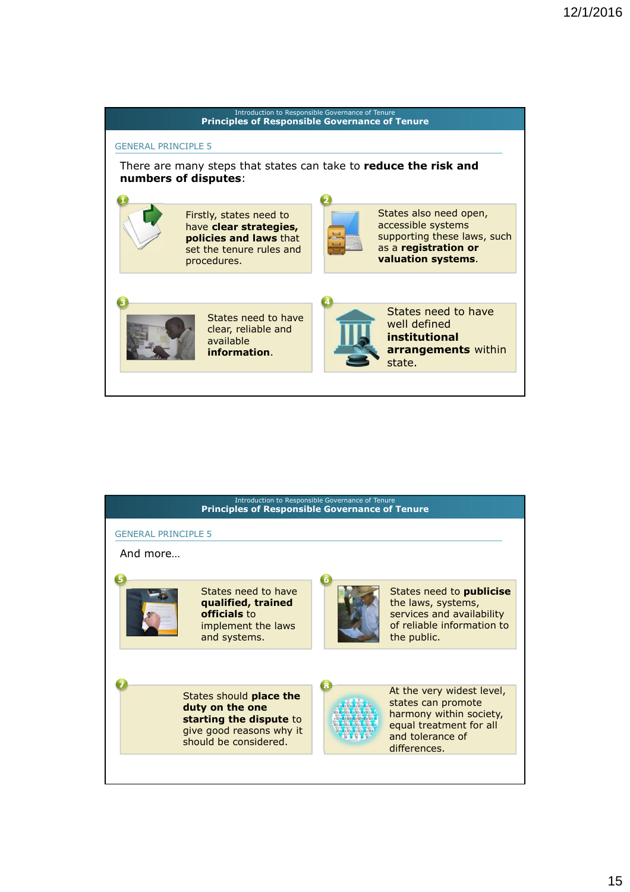Introduction to Responsible Governance of Tenure

## Principles of Responsible Governance of Tenure

### GENERAL PRINCIPLE 5

There are many steps that states can take to **reduce the risk and numbers of disputes**:

1. Firstly, states need to have **clear strategies, policies and laws** that set the tenure rules and procedures.
2. States also need open, accessible systems supporting these laws, such as a **registration or valuation systems**.
3. States need to have clear, reliable and available **information**.
4. States need to have well defined **institutional arrangements** within state.

Introduction to Responsible Governance of Tenure

## Principles of Responsible Governance of Tenure

### GENERAL PRINCIPLE 5

And more…

5. States need to have **qualified, trained officials** to implement the laws and systems.
6. States need to **publicise** the laws, systems, services and availability of reliable information to the public.
7. States should **place the duty on the one starting the dispute** to give good reasons why it should be considered.
8. At the very widest level, states can promote harmony within society, equal treatment for all and tolerance of differences.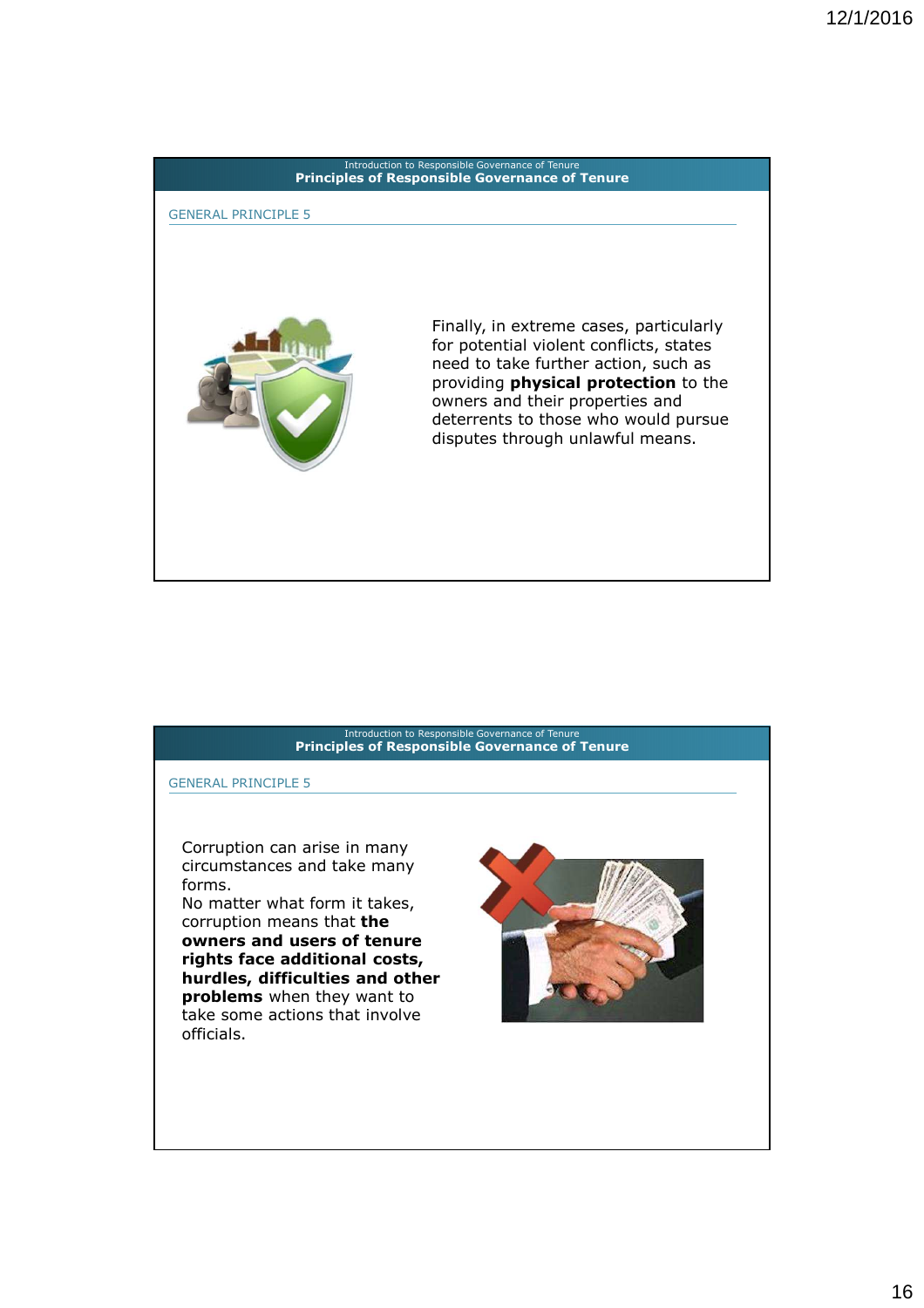Introduction to Responsible Governance of Tenure

## Principles of Responsible Governance of Tenure

### GENERAL PRINCIPLE 5

Finally, in extreme cases, particularly for potential violent conflicts, states need to take further action, such as providing **physical protection** to the owners and their properties and deterrents to those who would pursue disputes through unlawful means.

Introduction to Responsible Governance of Tenure

## Principles of Responsible Governance of Tenure

### GENERAL PRINCIPLE 5

Corruption can arise in many circumstances and take many forms.
No matter what form it takes, corruption means that **the owners and users of tenure rights face additional costs, hurdles, difficulties and other problems** when they want to take some actions that involve officials.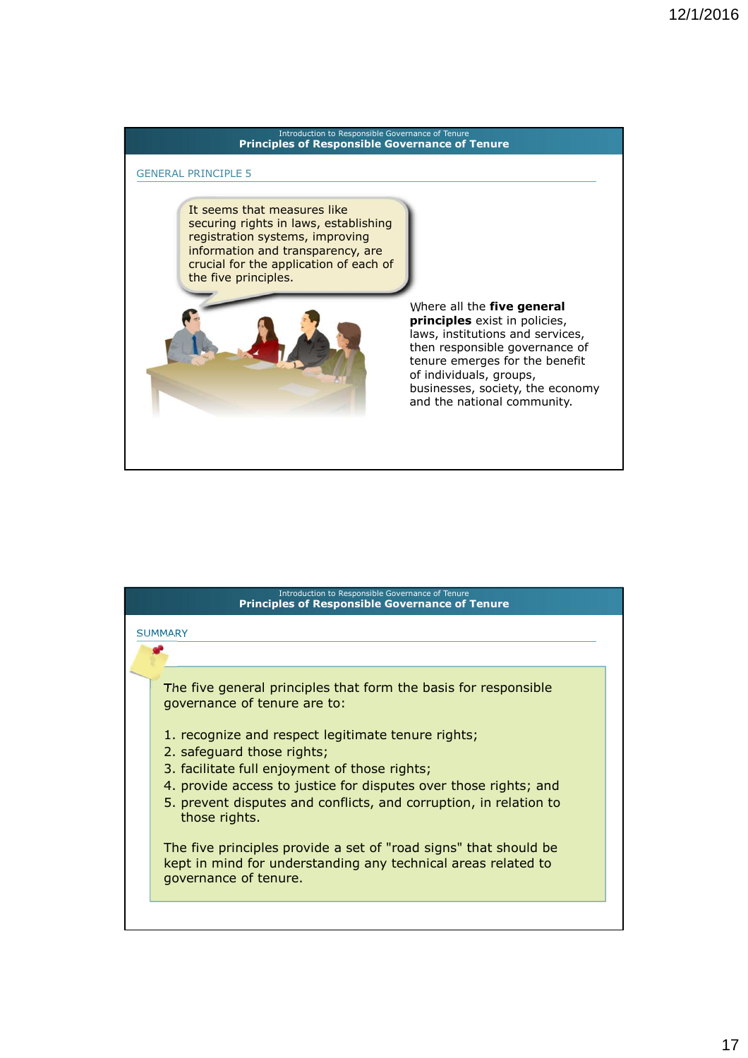Introduction to Responsible Governance of Tenure

## Principles of Responsible Governance of Tenure

### GENERAL PRINCIPLE 5

It seems that measures like securing rights in laws, establishing registration systems, improving information and transparency, are crucial for the application of each of the five principles.

Where all the **five general principles** exist in policies, laws, institutions and services, then responsible governance of tenure emerges for the benefit of individuals, groups, businesses, society, the economy and the national community.

Introduction to Responsible Governance of Tenure

## Principles of Responsible Governance of Tenure

### SUMMARY

The five general principles that form the basis for responsible governance of tenure are to:

1. recognize and respect legitimate tenure rights;
2. safeguard those rights;
3. facilitate full enjoyment of those rights;
4. provide access to justice for disputes over those rights; and
5. prevent disputes and conflicts, and corruption, in relation to those rights.

The five principles provide a set of "road signs" that should be kept in mind for understanding any technical areas related to governance of tenure.